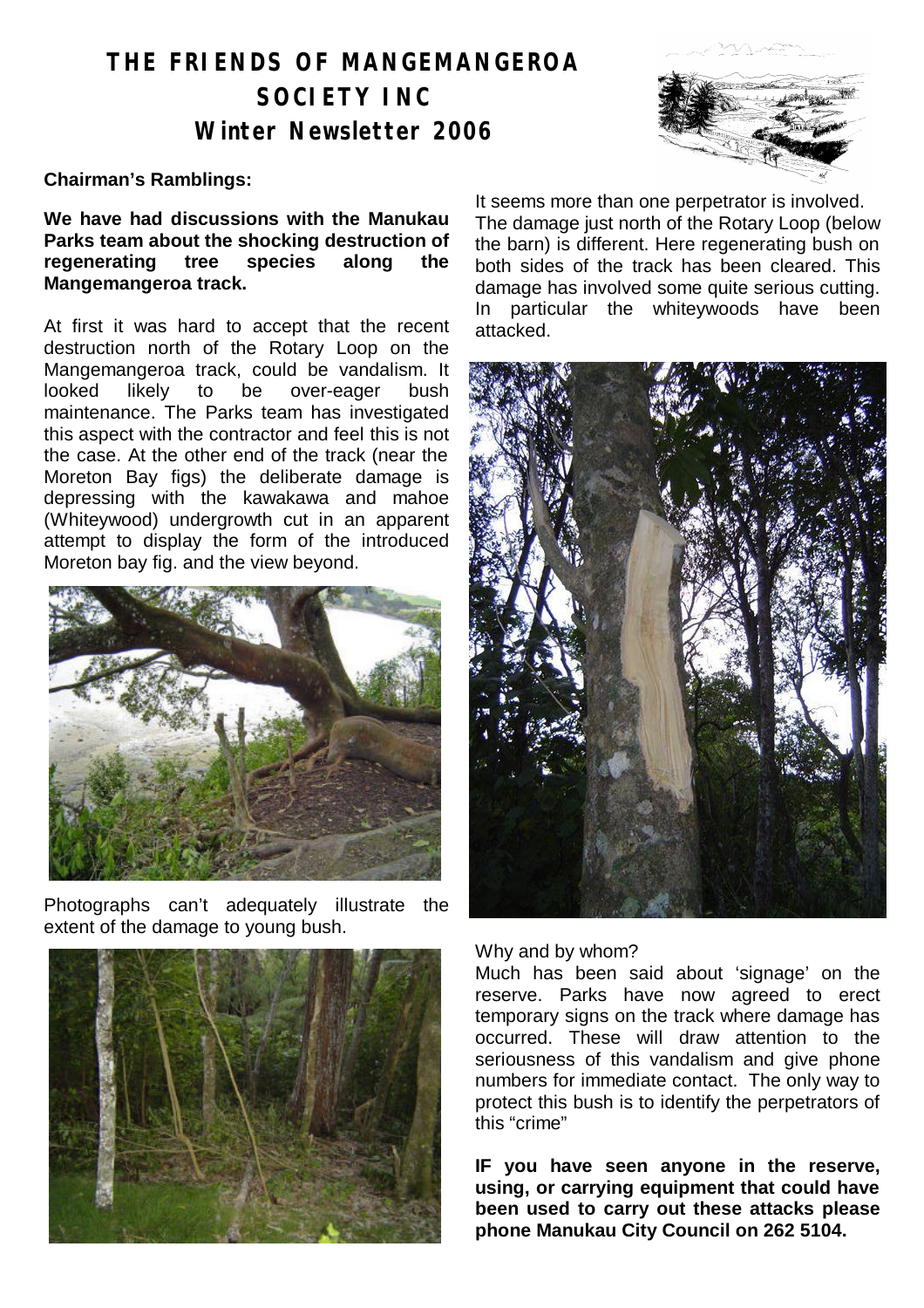# THE FRIENDS OF MANGEMANGEROA SOCIETY INC
## Winter Newsletter 2006

**Chairman's Ramblings:**

**We have had discussions with the Manukau Parks team about the shocking destruction of regenerating tree species along the Mangemangeroa track.**

At first it was hard to accept that the recent destruction north of the Rotary Loop on the Mangemangeroa track, could be vandalism. It looked likely to be over-eager bush maintenance. The Parks team has investigated this aspect with the contractor and feel this is not the case. At the other end of the track (near the Moreton Bay figs) the deliberate damage is depressing with the kawakawa and mahoe (Whiteywood) undergrowth cut in an apparent attempt to display the form of the introduced Moreton bay fig. and the view beyond.

Photographs can't adequately illustrate the extent of the damage to young bush.

It seems more than one perpetrator is involved. The damage just north of the Rotary Loop (below the barn) is different. Here regenerating bush on both sides of the track has been cleared. This damage has involved some quite serious cutting. In particular the whiteywoods have been attacked.

Why and by whom?

Much has been said about 'signage' on the reserve. Parks have now agreed to erect temporary signs on the track where damage has occurred. These will draw attention to the seriousness of this vandalism and give phone numbers for immediate contact. The only way to protect this bush is to identify the perpetrators of this "crime"

**IF you have seen anyone in the reserve, using, or carrying equipment that could have been used to carry out these attacks please phone Manukau City Council on 262 5104.**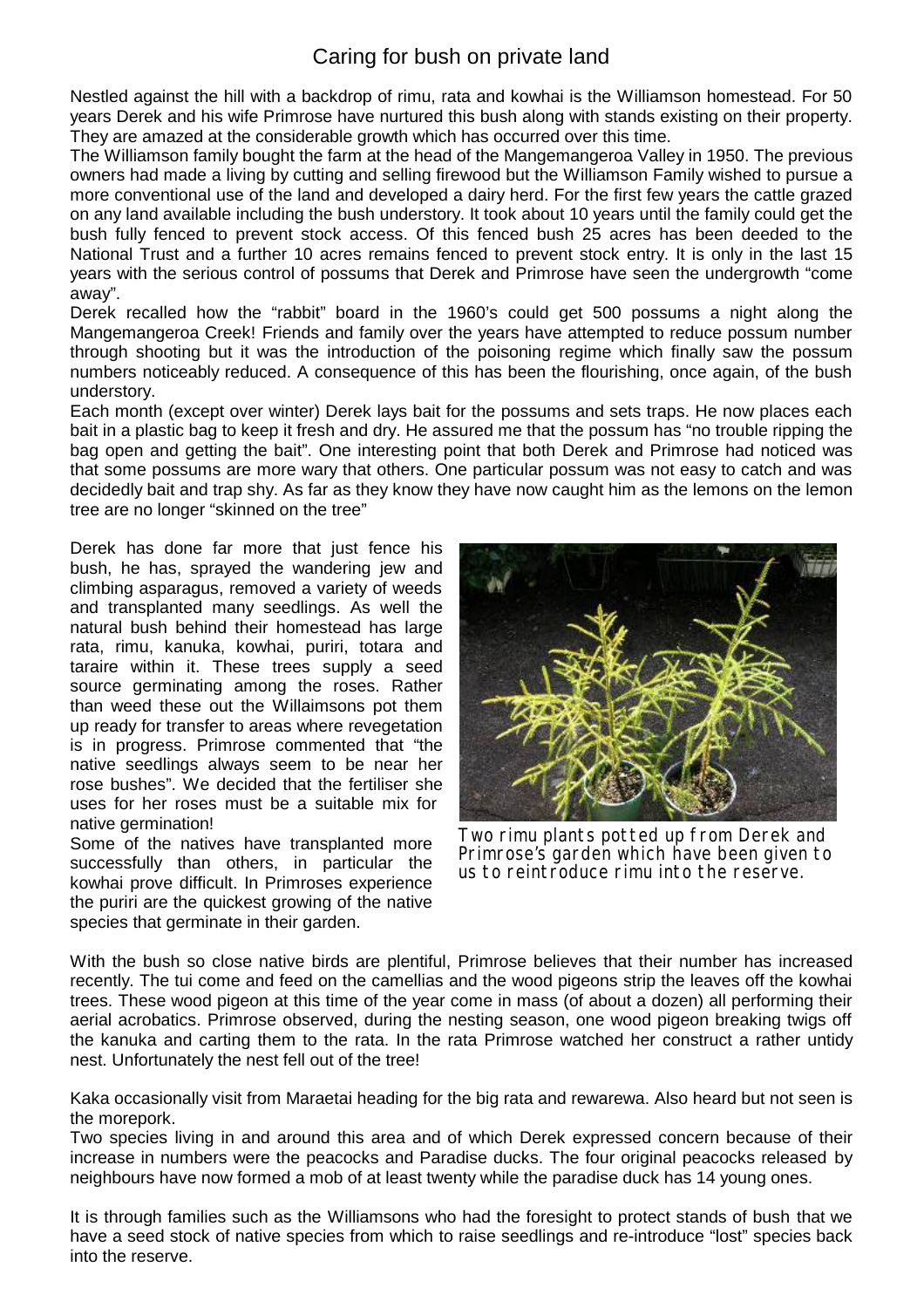# Caring for bush on private land

Nestled against the hill with a backdrop of rimu, rata and kowhai is the Williamson homestead. For 50 years Derek and his wife Primrose have nurtured this bush along with stands existing on their property. They are amazed at the considerable growth which has occurred over this time.

The Williamson family bought the farm at the head of the Mangemangeroa Valley in 1950. The previous owners had made a living by cutting and selling firewood but the Williamson Family wished to pursue a more conventional use of the land and developed a dairy herd. For the first few years the cattle grazed on any land available including the bush understory. It took about 10 years until the family could get the bush fully fenced to prevent stock access. Of this fenced bush 25 acres has been deeded to the National Trust and a further 10 acres remains fenced to prevent stock entry. It is only in the last 15 years with the serious control of possums that Derek and Primrose have seen the undergrowth "come away".

Derek recalled how the "rabbit" board in the 1960's could get 500 possums a night along the Mangemangeroa Creek! Friends and family over the years have attempted to reduce possum number through shooting but it was the introduction of the poisoning regime which finally saw the possum numbers noticeably reduced. A consequence of this has been the flourishing, once again, of the bush understory.

Each month (except over winter) Derek lays bait for the possums and sets traps. He now places each bait in a plastic bag to keep it fresh and dry. He assured me that the possum has "no trouble ripping the bag open and getting the bait". One interesting point that both Derek and Primrose had noticed was that some possums are more wary that others. One particular possum was not easy to catch and was decidedly bait and trap shy. As far as they know they have now caught him as the lemons on the lemon tree are no longer "skinned on the tree"

Derek has done far more that just fence his bush, he has, sprayed the wandering jew and climbing asparagus, removed a variety of weeds and transplanted many seedlings. As well the natural bush behind their homestead has large rata, rimu, kanuka, kowhai, puriri, totara and taraire within it. These trees supply a seed source germinating among the roses. Rather than weed these out the Willaimsons pot them up ready for transfer to areas where revegetation is in progress. Primrose commented that "the native seedlings always seem to be near her rose bushes". We decided that the fertiliser she uses for her roses must be a suitable mix for native germination!

Some of the natives have transplanted more successfully than others, in particular the kowhai prove difficult. In Primroses experience the puriri are the quickest growing of the native species that germinate in their garden.

Two rimu plants potted up from Derek and Primrose's garden which have been given to us to reintroduce rimu into the reserve.

With the bush so close native birds are plentiful, Primrose believes that their number has increased recently. The tui come and feed on the camellias and the wood pigeons strip the leaves off the kowhai trees. These wood pigeon at this time of the year come in mass (of about a dozen) all performing their aerial acrobatics. Primrose observed, during the nesting season, one wood pigeon breaking twigs off the kanuka and carting them to the rata. In the rata Primrose watched her construct a rather untidy nest. Unfortunately the nest fell out of the tree!

Kaka occasionally visit from Maraetai heading for the big rata and rewarewa. Also heard but not seen is the morepork.

Two species living in and around this area and of which Derek expressed concern because of their increase in numbers were the peacocks and Paradise ducks. The four original peacocks released by neighbours have now formed a mob of at least twenty while the paradise duck has 14 young ones.

It is through families such as the Williamsons who had the foresight to protect stands of bush that we have a seed stock of native species from which to raise seedlings and re-introduce "lost" species back into the reserve.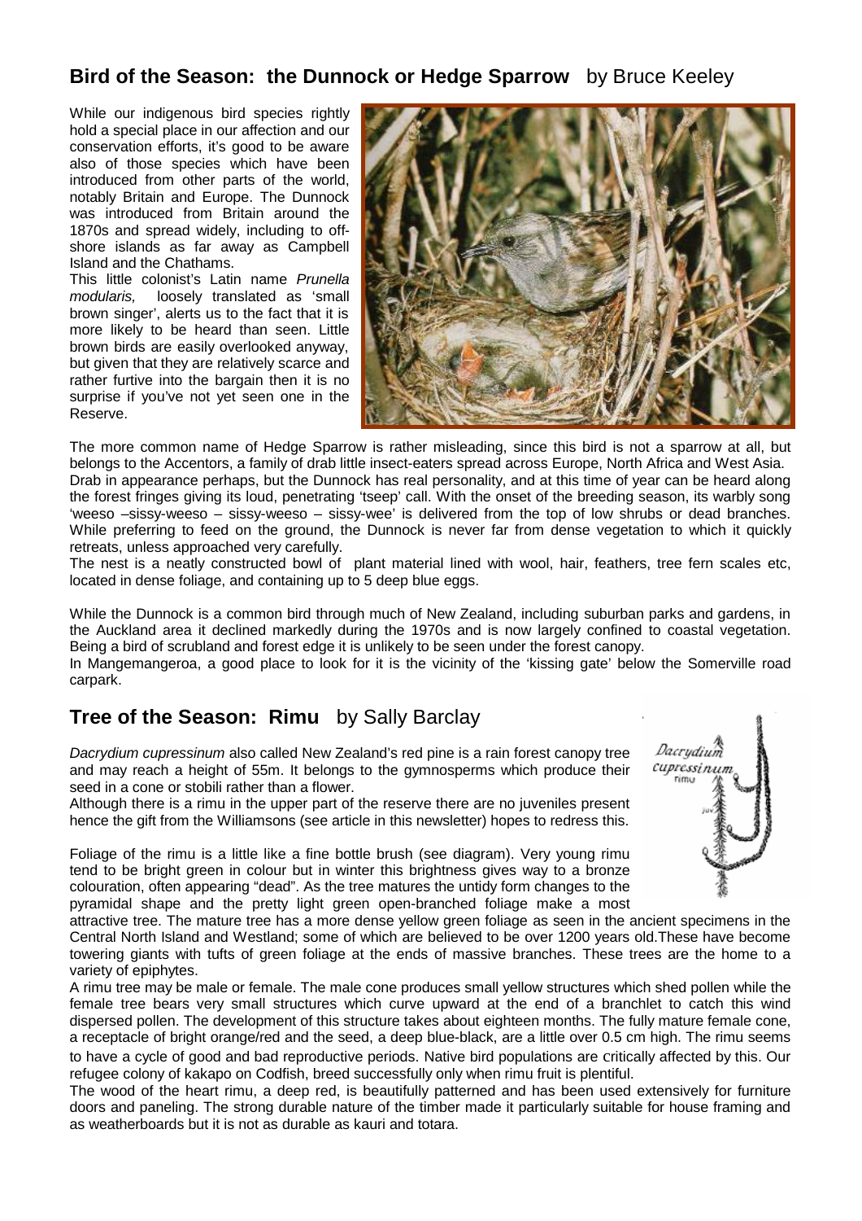## **Bird of the Season: the Dunnock or Hedge Sparrow** by Bruce Keeley

While our indigenous bird species rightly hold a special place in our affection and our conservation efforts, it's good to be aware also of those species which have been introduced from other parts of the world, notably Britain and Europe. The Dunnock was introduced from Britain around the 1870s and spread widely, including to off-shore islands as far away as Campbell Island and the Chathams.

This little colonist's Latin name *Prunella modularis,* loosely translated as 'small brown singer', alerts us to the fact that it is more likely to be heard than seen. Little brown birds are easily overlooked anyway, but given that they are relatively scarce and rather furtive into the bargain then it is no surprise if you've not yet seen one in the Reserve.

The more common name of Hedge Sparrow is rather misleading, since this bird is not a sparrow at all, but belongs to the Accentors, a family of drab little insect-eaters spread across Europe, North Africa and West Asia.

Drab in appearance perhaps, but the Dunnock has real personality, and at this time of year can be heard along the forest fringes giving its loud, penetrating 'tseep' call. With the onset of the breeding season, its warbly song 'weeso –sissy-weeso – sissy-weeso – sissy-wee' is delivered from the top of low shrubs or dead branches. While preferring to feed on the ground, the Dunnock is never far from dense vegetation to which it quickly retreats, unless approached very carefully.

The nest is a neatly constructed bowl of plant material lined with wool, hair, feathers, tree fern scales etc, located in dense foliage, and containing up to 5 deep blue eggs.

While the Dunnock is a common bird through much of New Zealand, including suburban parks and gardens, in the Auckland area it declined markedly during the 1970s and is now largely confined to coastal vegetation. Being a bird of scrubland and forest edge it is unlikely to be seen under the forest canopy.

In Mangemangeroa, a good place to look for it is the vicinity of the 'kissing gate' below the Somerville road carpark.

## **Tree of the Season: Rimu** by Sally Barclay

*Dacrydium cupressinum* also called New Zealand's red pine is a rain forest canopy tree and may reach a height of 55m. It belongs to the gymnosperms which produce their seed in a cone or stobili rather than a flower.

Although there is a rimu in the upper part of the reserve there are no juveniles present hence the gift from the Williamsons (see article in this newsletter) hopes to redress this.

Foliage of the rimu is a little like a fine bottle brush (see diagram). Very young rimu tend to be bright green in colour but in winter this brightness gives way to a bronze colouration, often appearing "dead". As the tree matures the untidy form changes to the pyramidal shape and the pretty light green open-branched foliage make a most attractive tree. The mature tree has a more dense yellow green foliage as seen in the ancient specimens in the Central North Island and Westland; some of which are believed to be over 1200 years old.These have become towering giants with tufts of green foliage at the ends of massive branches. These trees are the home to a variety of epiphytes.

A rimu tree may be male or female. The male cone produces small yellow structures which shed pollen while the female tree bears very small structures which curve upward at the end of a branchlet to catch this wind dispersed pollen. The development of this structure takes about eighteen months. The fully mature female cone, a receptacle of bright orange/red and the seed, a deep blue-black, are a little over 0.5 cm high. The rimu seems to have a cycle of good and bad reproductive periods. Native bird populations are critically affected by this. Our refugee colony of kakapo on Codfish, breed successfully only when rimu fruit is plentiful.

The wood of the heart rimu, a deep red, is beautifully patterned and has been used extensively for furniture doors and paneling. The strong durable nature of the timber made it particularly suitable for house framing and as weatherboards but it is not as durable as kauri and totara.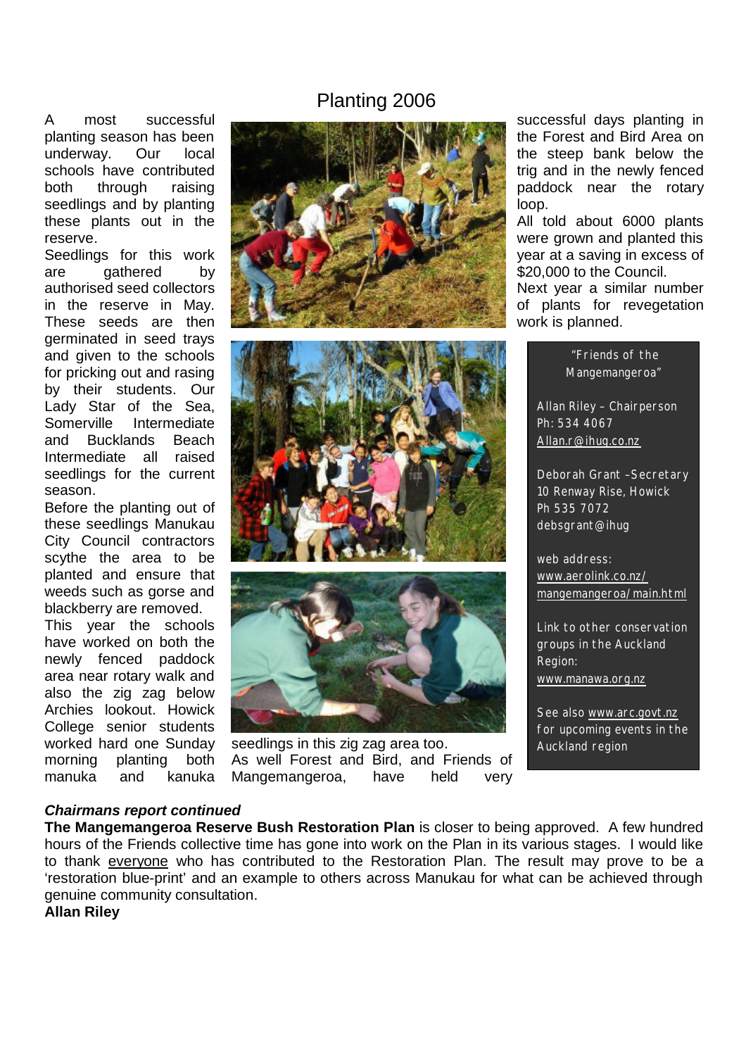# Planting 2006

A most successful planting season has been underway. Our local schools have contributed both through raising seedlings and by planting these plants out in the reserve.

Seedlings for this work are gathered by authorised seed collectors in the reserve in May. These seeds are then germinated in seed trays and given to the schools for pricking out and rasing by their students. Our Lady Star of the Sea, Somerville Intermediate and Bucklands Beach Intermediate all raised seedlings for the current season.

Before the planting out of these seedlings Manukau City Council contractors scythe the area to be planted and ensure that weeds such as gorse and blackberry are removed.

This year the schools have worked on both the newly fenced paddock area near rotary walk and also the zig zag below Archies lookout. Howick College senior students worked hard one Sunday morning planting both manuka and kanuka seedlings in this zig zag area too.

As well Forest and Bird, and Friends of Mangemangeroa, have held very successful days planting in the Forest and Bird Area on the steep bank below the trig and in the newly fenced paddock near the rotary loop.

All told about 6000 plants were grown and planted this year at a saving in excess of $20,000 to the Council.

Next year a similar number of plants for revegetation work is planned.

"Friends of the Mangemangeroa"

Allan Riley – Chairperson
Ph: 534 4067
Allan.r@ihug.co.nz

Deborah Grant –Secretary
10 Renway Rise, Howick
Ph 535 7072
debsgrant@ihug

web address:
www.aerolink.co.nz/mangemangeroa/main.html

Link to other conservation groups in the Auckland Region:
www.manawa.org.nz

See also www.arc.govt.nz for upcoming events in the Auckland region

***Chairmans report continued***

**The Mangemangeroa Reserve Bush Restoration Plan** is closer to being approved. A few hundred hours of the Friends collective time has gone into work on the Plan in its various stages. I would like to thank everyone who has contributed to the Restoration Plan. The result may prove to be a 'restoration blue-print' and an example to others across Manukau for what can be achieved through genuine community consultation.

**Allan Riley**